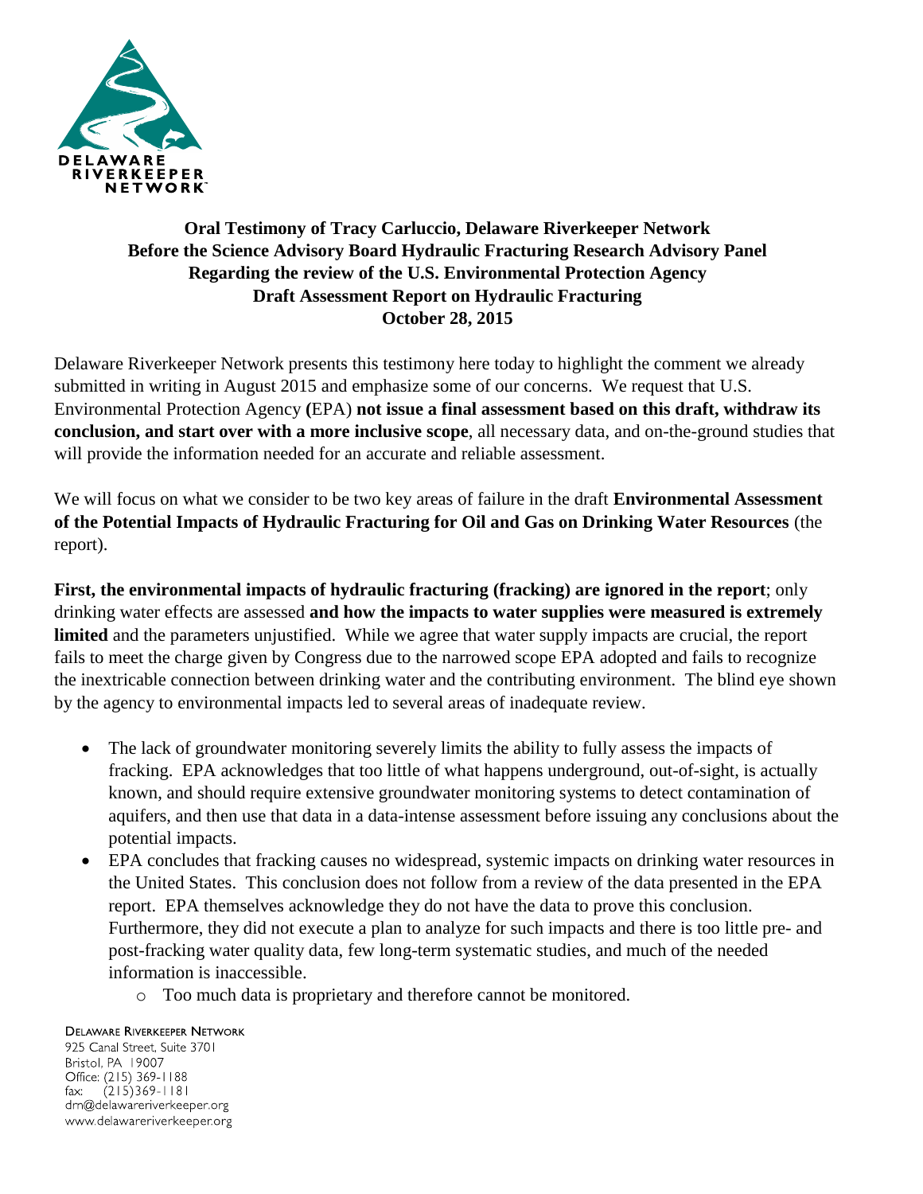DELAWARE RIVERKEEPER NETWORK

**Oral Testimony of Tracy Carluccio, Delaware Riverkeeper Network**
**Before the Science Advisory Board Hydraulic Fracturing Research Advisory Panel**
**Regarding the review of the U.S. Environmental Protection Agency**
**Draft Assessment Report on Hydraulic Fracturing**
**October 28, 2015**

Delaware Riverkeeper Network presents this testimony here today to highlight the comment we already submitted in writing in August 2015 and emphasize some of our concerns. We request that U.S. Environmental Protection Agency **(**EPA) **not issue a final assessment based on this draft, withdraw its conclusion, and start over with a more inclusive scope**, all necessary data, and on-the-ground studies that will provide the information needed for an accurate and reliable assessment.

We will focus on what we consider to be two key areas of failure in the draft **Environmental Assessment of the Potential Impacts of Hydraulic Fracturing for Oil and Gas on Drinking Water Resources** (the report).

**First, the environmental impacts of hydraulic fracturing (fracking) are ignored in the report**; only drinking water effects are assessed **and how the impacts to water supplies were measured is extremely limited** and the parameters unjustified. While we agree that water supply impacts are crucial, the report fails to meet the charge given by Congress due to the narrowed scope EPA adopted and fails to recognize the inextricable connection between drinking water and the contributing environment. The blind eye shown by the agency to environmental impacts led to several areas of inadequate review.

- The lack of groundwater monitoring severely limits the ability to fully assess the impacts of fracking. EPA acknowledges that too little of what happens underground, out-of-sight, is actually known, and should require extensive groundwater monitoring systems to detect contamination of aquifers, and then use that data in a data-intense assessment before issuing any conclusions about the potential impacts.
- EPA concludes that fracking causes no widespread, systemic impacts on drinking water resources in the United States. This conclusion does not follow from a review of the data presented in the EPA report. EPA themselves acknowledge they do not have the data to prove this conclusion. Furthermore, they did not execute a plan to analyze for such impacts and there is too little pre- and post-fracking water quality data, few long-term systematic studies, and much of the needed information is inaccessible.
    - Too much data is proprietary and therefore cannot be monitored.

DELAWARE RIVERKEEPER NETWORK
925 Canal Street, Suite 3701
Bristol, PA 19007
Office: (215) 369-1188
fax: (215)369-1181
drn@delawareriverkeeper.org
www.delawareriverkeeper.org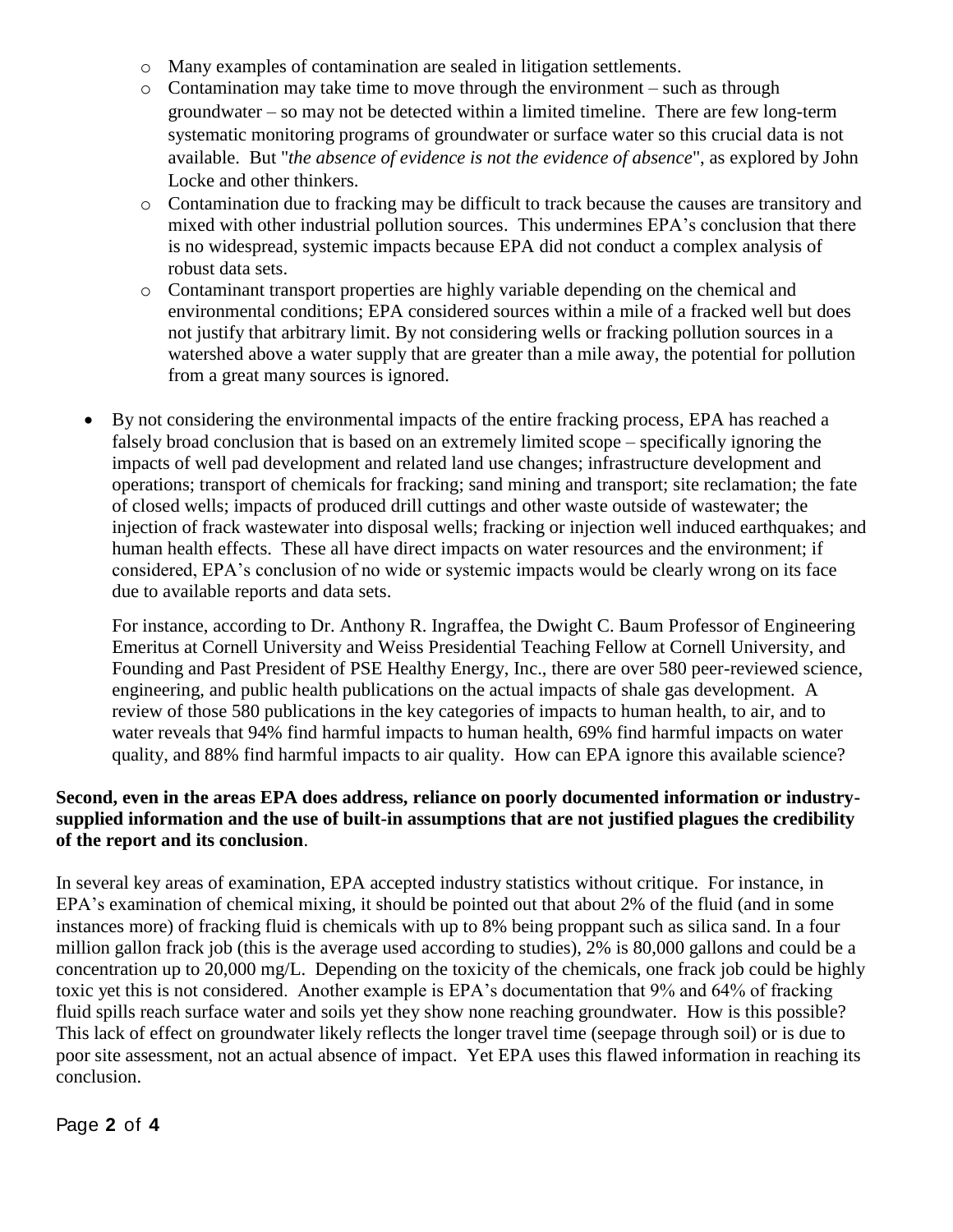- Many examples of contamination are sealed in litigation settlements.
- Contamination may take time to move through the environment – such as through groundwater – so may not be detected within a limited timeline. There are few long-term systematic monitoring programs of groundwater or surface water so this crucial data is not available. But "*the absence of evidence is not the evidence of absence*", as explored by John Locke and other thinkers.
- Contamination due to fracking may be difficult to track because the causes are transitory and mixed with other industrial pollution sources. This undermines EPA's conclusion that there is no widespread, systemic impacts because EPA did not conduct a complex analysis of robust data sets.
- Contaminant transport properties are highly variable depending on the chemical and environmental conditions; EPA considered sources within a mile of a fracked well but does not justify that arbitrary limit. By not considering wells or fracking pollution sources in a watershed above a water supply that are greater than a mile away, the potential for pollution from a great many sources is ignored.

- By not considering the environmental impacts of the entire fracking process, EPA has reached a falsely broad conclusion that is based on an extremely limited scope – specifically ignoring the impacts of well pad development and related land use changes; infrastructure development and operations; transport of chemicals for fracking; sand mining and transport; site reclamation; the fate of closed wells; impacts of produced drill cuttings and other waste outside of wastewater; the injection of frack wastewater into disposal wells; fracking or injection well induced earthquakes; and human health effects. These all have direct impacts on water resources and the environment; if considered, EPA's conclusion of no wide or systemic impacts would be clearly wrong on its face due to available reports and data sets.

  For instance, according to Dr. Anthony R. Ingraffea, the Dwight C. Baum Professor of Engineering Emeritus at Cornell University and Weiss Presidential Teaching Fellow at Cornell University, and Founding and Past President of PSE Healthy Energy, Inc., there are over 580 peer-reviewed science, engineering, and public health publications on the actual impacts of shale gas development. A review of those 580 publications in the key categories of impacts to human health, to air, and to water reveals that 94% find harmful impacts to human health, 69% find harmful impacts on water quality, and 88% find harmful impacts to air quality. How can EPA ignore this available science?

**Second, even in the areas EPA does address, reliance on poorly documented information or industry-supplied information and the use of built-in assumptions that are not justified plagues the credibility of the report and its conclusion**.

In several key areas of examination, EPA accepted industry statistics without critique. For instance, in EPA's examination of chemical mixing, it should be pointed out that about 2% of the fluid (and in some instances more) of fracking fluid is chemicals with up to 8% being proppant such as silica sand. In a four million gallon frack job (this is the average used according to studies), 2% is 80,000 gallons and could be a concentration up to 20,000 mg/L. Depending on the toxicity of the chemicals, one frack job could be highly toxic yet this is not considered. Another example is EPA's documentation that 9% and 64% of fracking fluid spills reach surface water and soils yet they show none reaching groundwater. How is this possible? This lack of effect on groundwater likely reflects the longer travel time (seepage through soil) or is due to poor site assessment, not an actual absence of impact. Yet EPA uses this flawed information in reaching its conclusion.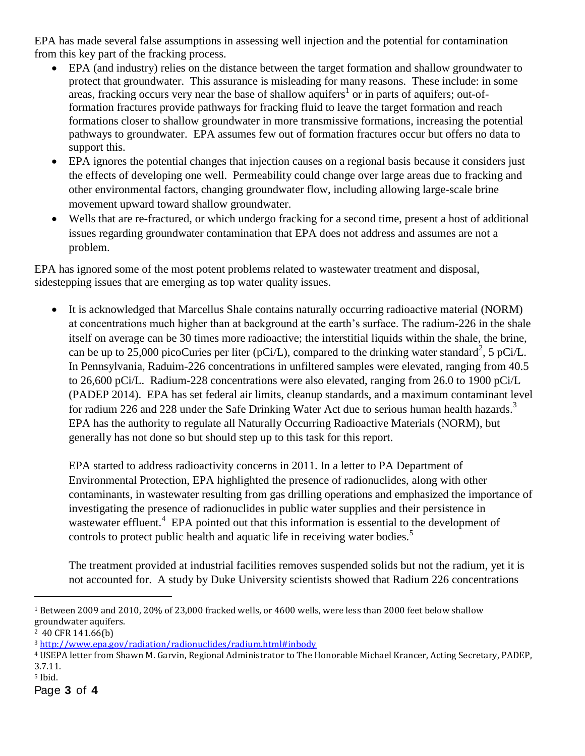EPA has made several false assumptions in assessing well injection and the potential for contamination from this key part of the fracking process.

- EPA (and industry) relies on the distance between the target formation and shallow groundwater to protect that groundwater. This assurance is misleading for many reasons. These include: in some areas, fracking occurs very near the base of shallow aquifers[1] or in parts of aquifers; out-of-formation fractures provide pathways for fracking fluid to leave the target formation and reach formations closer to shallow groundwater in more transmissive formations, increasing the potential pathways to groundwater. EPA assumes few out of formation fractures occur but offers no data to support this.
- EPA ignores the potential changes that injection causes on a regional basis because it considers just the effects of developing one well. Permeability could change over large areas due to fracking and other environmental factors, changing groundwater flow, including allowing large-scale brine movement upward toward shallow groundwater.
- Wells that are re-fractured, or which undergo fracking for a second time, present a host of additional issues regarding groundwater contamination that EPA does not address and assumes are not a problem.

EPA has ignored some of the most potent problems related to wastewater treatment and disposal, sidestepping issues that are emerging as top water quality issues.

- It is acknowledged that Marcellus Shale contains naturally occurring radioactive material (NORM) at concentrations much higher than at background at the earth's surface. The radium-226 in the shale itself on average can be 30 times more radioactive; the interstitial liquids within the shale, the brine, can be up to 25,000 picoCuries per liter (pCi/L), compared to the drinking water standard[2], 5 pCi/L. In Pennsylvania, Raduim-226 concentrations in unfiltered samples were elevated, ranging from 40.5 to 26,600 pCi/L. Radium-228 concentrations were also elevated, ranging from 26.0 to 1900 pCi/L (PADEP 2014). EPA has set federal air limits, cleanup standards, and a maximum contaminant level for radium 226 and 228 under the Safe Drinking Water Act due to serious human health hazards.[3] EPA has the authority to regulate all Naturally Occurring Radioactive Materials (NORM), but generally has not done so but should step up to this task for this report.

  EPA started to address radioactivity concerns in 2011. In a letter to PA Department of Environmental Protection, EPA highlighted the presence of radionuclides, along with other contaminants, in wastewater resulting from gas drilling operations and emphasized the importance of investigating the presence of radionuclides in public water supplies and their persistence in wastewater effluent.[4] EPA pointed out that this information is essential to the development of controls to protect public health and aquatic life in receiving water bodies.[5]

  The treatment provided at industrial facilities removes suspended solids but not the radium, yet it is not accounted for. A study by Duke University scientists showed that Radium 226 concentrations

---

[1] Between 2009 and 2010, 20% of 23,000 fracked wells, or 4600 wells, were less than 2000 feet below shallow groundwater aquifers.

[2] 40 CFR 141.66(b)

[3] http://www.epa.gov/radiation/radionuclides/radium.html#inbody

[4] USEPA letter from Shawn M. Garvin, Regional Administrator to The Honorable Michael Krancer, Acting Secretary, PADEP, 3.7.11.

[5] Ibid.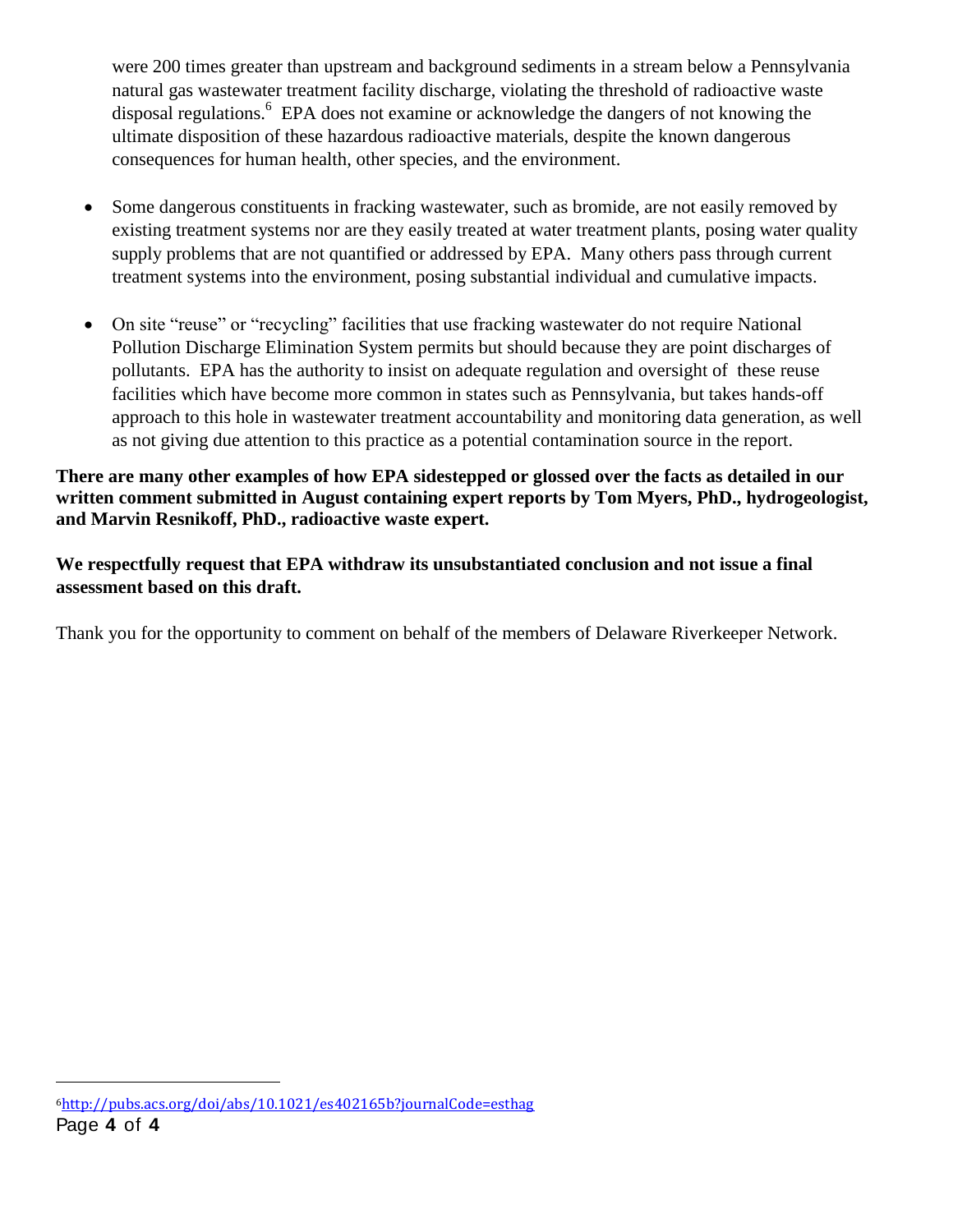were 200 times greater than upstream and background sediments in a stream below a Pennsylvania natural gas wastewater treatment facility discharge, violating the threshold of radioactive waste disposal regulations.[6] EPA does not examine or acknowledge the dangers of not knowing the ultimate disposition of these hazardous radioactive materials, despite the known dangerous consequences for human health, other species, and the environment.

- Some dangerous constituents in fracking wastewater, such as bromide, are not easily removed by existing treatment systems nor are they easily treated at water treatment plants, posing water quality supply problems that are not quantified or addressed by EPA. Many others pass through current treatment systems into the environment, posing substantial individual and cumulative impacts.

- On site "reuse" or "recycling" facilities that use fracking wastewater do not require National Pollution Discharge Elimination System permits but should because they are point discharges of pollutants. EPA has the authority to insist on adequate regulation and oversight of these reuse facilities which have become more common in states such as Pennsylvania, but takes hands-off approach to this hole in wastewater treatment accountability and monitoring data generation, as well as not giving due attention to this practice as a potential contamination source in the report.

**There are many other examples of how EPA sidestepped or glossed over the facts as detailed in our written comment submitted in August containing expert reports by Tom Myers, PhD., hydrogeologist, and Marvin Resnikoff, PhD., radioactive waste expert.**

**We respectfully request that EPA withdraw its unsubstantiated conclusion and not issue a final assessment based on this draft.**

Thank you for the opportunity to comment on behalf of the members of Delaware Riverkeeper Network.

---

[6] http://pubs.acs.org/doi/abs/10.1021/es402165b?journalCode=esthag